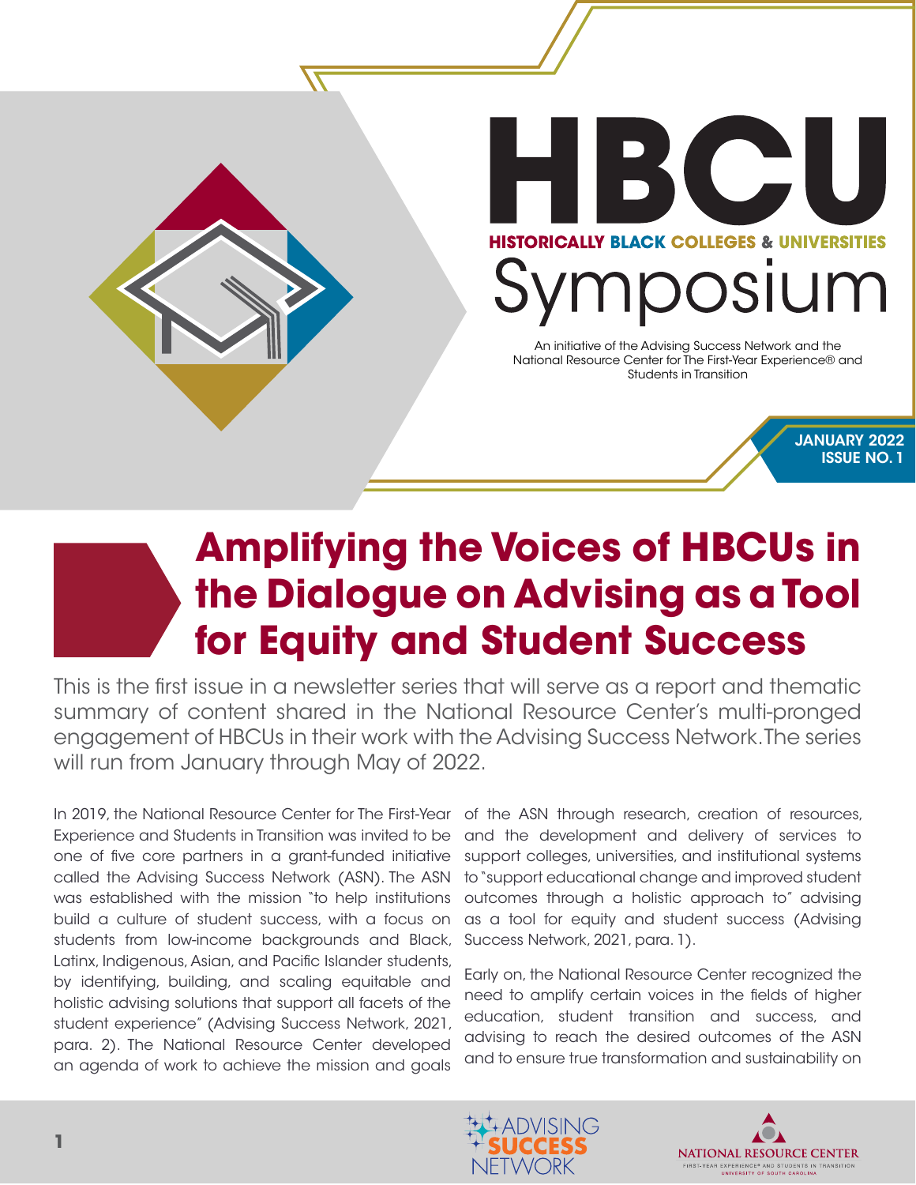# HBCU

**HISTORICALLY BLACK COLLEGES & UNIVERSITIES**

# Symposium

An initiative of the Advising Success Network and the National Resource Center for The First-Year Experience® and Students in Transition

**JANUARY 2022**
**ISSUE NO. 1**

## Amplifying the Voices of HBCUs in the Dialogue on Advising as a Tool for Equity and Student Success

This is the first issue in a newsletter series that will serve as a report and thematic summary of content shared in the National Resource Center's multi-pronged engagement of HBCUs in their work with the Advising Success Network. The series will run from January through May of 2022.

In 2019, the National Resource Center for The First-Year Experience and Students in Transition was invited to be one of five core partners in a grant-funded initiative called the Advising Success Network (ASN). The ASN was established with the mission "to help institutions build a culture of student success, with a focus on students from low-income backgrounds and Black, Latinx, Indigenous, Asian, and Pacific Islander students, by identifying, building, and scaling equitable and holistic advising solutions that support all facets of the student experience" (Advising Success Network, 2021, para. 2). The National Resource Center developed an agenda of work to achieve the mission and goals of the ASN through research, creation of resources, and the development and delivery of services to support colleges, universities, and institutional systems to "support educational change and improved student outcomes through a holistic approach to" advising as a tool for equity and student success (Advising Success Network, 2021, para. 1).

Early on, the National Resource Center recognized the need to amplify certain voices in the fields of higher education, student transition and success, and advising to reach the desired outcomes of the ASN and to ensure true transformation and sustainability on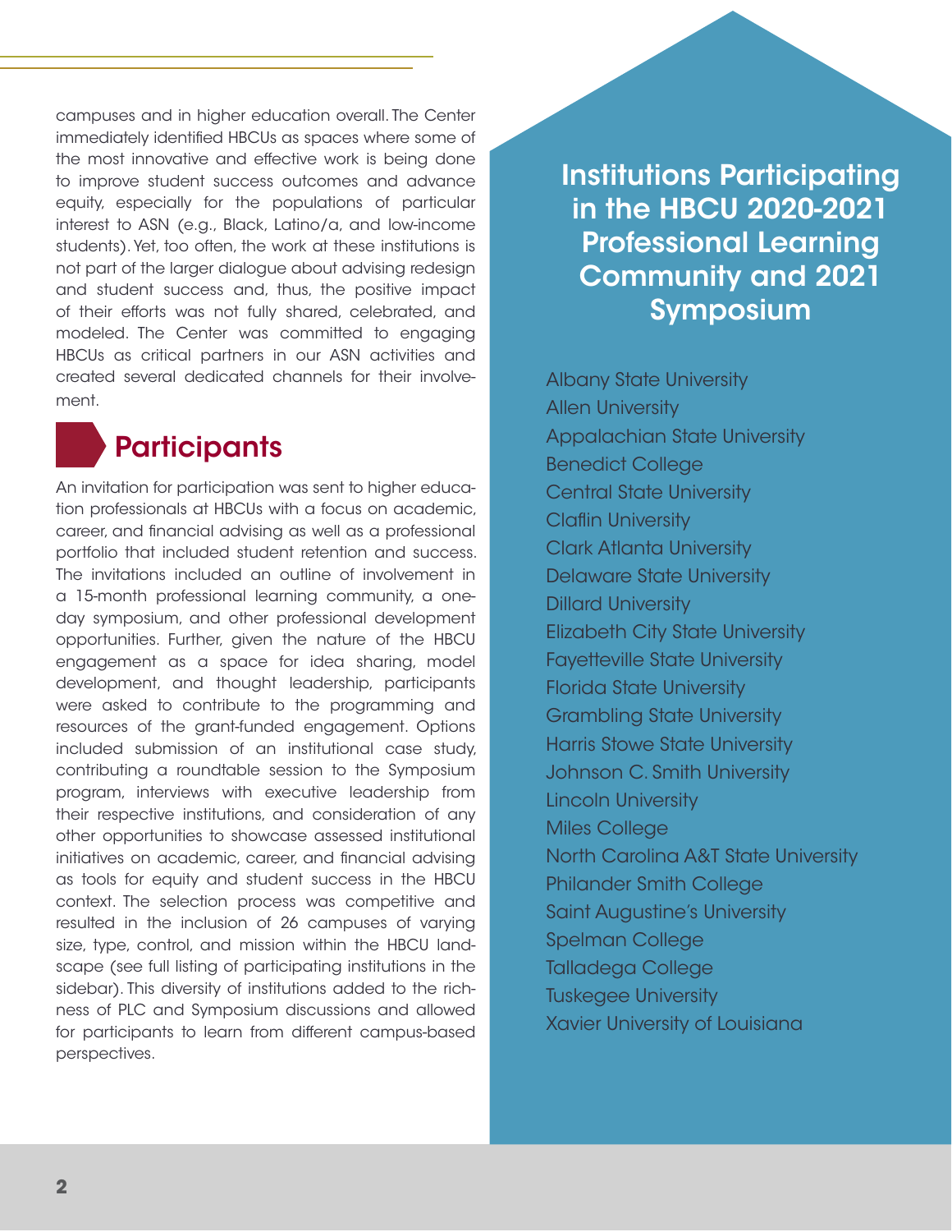campuses and in higher education overall. The Center immediately identified HBCUs as spaces where some of the most innovative and effective work is being done to improve student success outcomes and advance equity, especially for the populations of particular interest to ASN (e.g., Black, Latino/a, and low-income students). Yet, too often, the work at these institutions is not part of the larger dialogue about advising redesign and student success and, thus, the positive impact of their efforts was not fully shared, celebrated, and modeled. The Center was committed to engaging HBCUs as critical partners in our ASN activities and created several dedicated channels for their involvement.

## Participants

An invitation for participation was sent to higher education professionals at HBCUs with a focus on academic, career, and financial advising as well as a professional portfolio that included student retention and success. The invitations included an outline of involvement in a 15-month professional learning community, a one-day symposium, and other professional development opportunities. Further, given the nature of the HBCU engagement as a space for idea sharing, model development, and thought leadership, participants were asked to contribute to the programming and resources of the grant-funded engagement. Options included submission of an institutional case study, contributing a roundtable session to the Symposium program, interviews with executive leadership from their respective institutions, and consideration of any other opportunities to showcase assessed institutional initiatives on academic, career, and financial advising as tools for equity and student success in the HBCU context. The selection process was competitive and resulted in the inclusion of 26 campuses of varying size, type, control, and mission within the HBCU landscape (see full listing of participating institutions in the sidebar). This diversity of institutions added to the richness of PLC and Symposium discussions and allowed for participants to learn from different campus-based perspectives.

## Institutions Participating in the HBCU 2020-2021 Professional Learning Community and 2021 Symposium

Albany State University
Allen University
Appalachian State University
Benedict College
Central State University
Claflin University
Clark Atlanta University
Delaware State University
Dillard University
Elizabeth City State University
Fayetteville State University
Florida State University
Grambling State University
Harris Stowe State University
Johnson C. Smith University
Lincoln University
Miles College
North Carolina A&T State University
Philander Smith College
Saint Augustine's University
Spelman College
Talladega College
Tuskegee University
Xavier University of Louisiana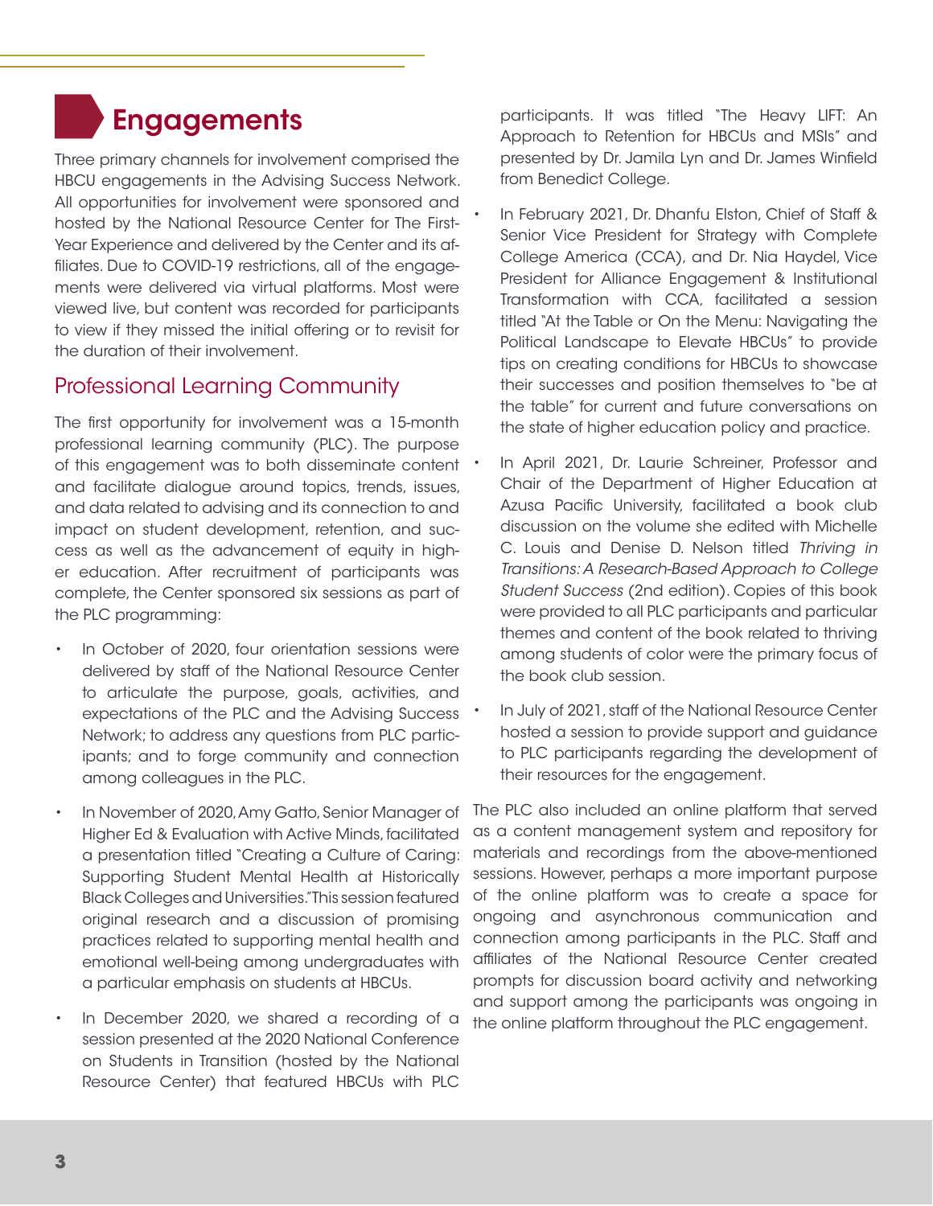# Engagements

Three primary channels for involvement comprised the HBCU engagements in the Advising Success Network. All opportunities for involvement were sponsored and hosted by the National Resource Center for The First-Year Experience and delivered by the Center and its affiliates. Due to COVID-19 restrictions, all of the engagements were delivered via virtual platforms. Most were viewed live, but content was recorded for participants to view if they missed the initial offering or to revisit for the duration of their involvement.

## Professional Learning Community

The first opportunity for involvement was a 15-month professional learning community (PLC). The purpose of this engagement was to both disseminate content and facilitate dialogue around topics, trends, issues, and data related to advising and its connection to and impact on student development, retention, and success as well as the advancement of equity in higher education. After recruitment of participants was complete, the Center sponsored six sessions as part of the PLC programming:

- In October of 2020, four orientation sessions were delivered by staff of the National Resource Center to articulate the purpose, goals, activities, and expectations of the PLC and the Advising Success Network; to address any questions from PLC participants; and to forge community and connection among colleagues in the PLC.
- In November of 2020, Amy Gatto, Senior Manager of Higher Ed & Evaluation with Active Minds, facilitated a presentation titled "Creating a Culture of Caring: Supporting Student Mental Health at Historically Black Colleges and Universities." This session featured original research and a discussion of promising practices related to supporting mental health and emotional well-being among undergraduates with a particular emphasis on students at HBCUs.
- In December 2020, we shared a recording of a session presented at the 2020 National Conference on Students in Transition (hosted by the National Resource Center) that featured HBCUs with PLC participants. It was titled "The Heavy LIFT: An Approach to Retention for HBCUs and MSIs" and presented by Dr. Jamila Lyn and Dr. James Winfield from Benedict College.
- In February 2021, Dr. Dhanfu Elston, Chief of Staff & Senior Vice President for Strategy with Complete College America (CCA), and Dr. Nia Haydel, Vice President for Alliance Engagement & Institutional Transformation with CCA, facilitated a session titled "At the Table or On the Menu: Navigating the Political Landscape to Elevate HBCUs" to provide tips on creating conditions for HBCUs to showcase their successes and position themselves to "be at the table" for current and future conversations on the state of higher education policy and practice.
- In April 2021, Dr. Laurie Schreiner, Professor and Chair of the Department of Higher Education at Azusa Pacific University, facilitated a book club discussion on the volume she edited with Michelle C. Louis and Denise D. Nelson titled *Thriving in Transitions: A Research-Based Approach to College Student Success* (2nd edition). Copies of this book were provided to all PLC participants and particular themes and content of the book related to thriving among students of color were the primary focus of the book club session.
- In July of 2021, staff of the National Resource Center hosted a session to provide support and guidance to PLC participants regarding the development of their resources for the engagement.

The PLC also included an online platform that served as a content management system and repository for materials and recordings from the above-mentioned sessions. However, perhaps a more important purpose of the online platform was to create a space for ongoing and asynchronous communication and connection among participants in the PLC. Staff and affiliates of the National Resource Center created prompts for discussion board activity and networking and support among the participants was ongoing in the online platform throughout the PLC engagement.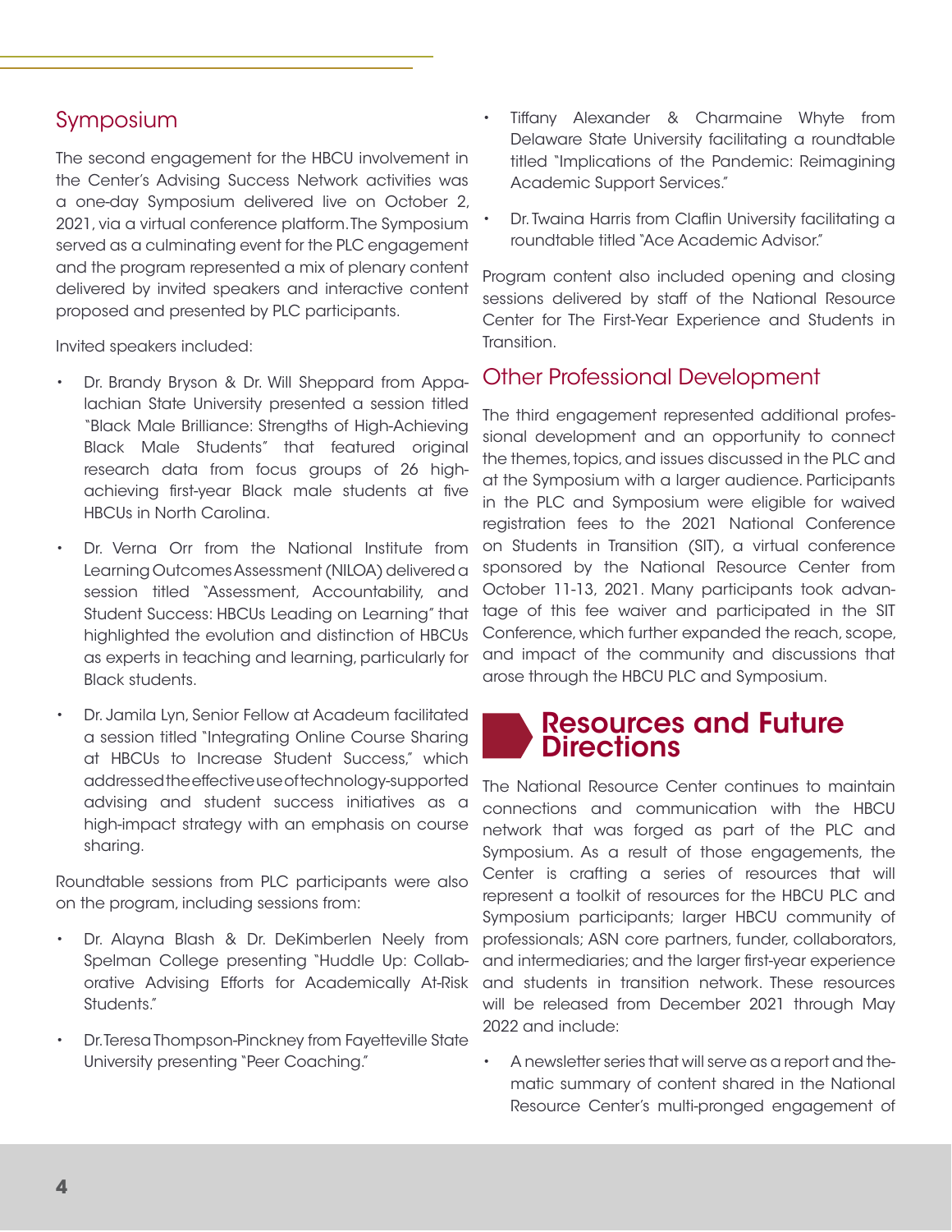## Symposium

The second engagement for the HBCU involvement in the Center's Advising Success Network activities was a one-day Symposium delivered live on October 2, 2021, via a virtual conference platform. The Symposium served as a culminating event for the PLC engagement and the program represented a mix of plenary content delivered by invited speakers and interactive content proposed and presented by PLC participants.

Invited speakers included:

- Dr. Brandy Bryson & Dr. Will Sheppard from Appalachian State University presented a session titled "Black Male Brilliance: Strengths of High-Achieving Black Male Students" that featured original research data from focus groups of 26 high-achieving first-year Black male students at five HBCUs in North Carolina.
- Dr. Verna Orr from the National Institute from Learning Outcomes Assessment (NILOA) delivered a session titled "Assessment, Accountability, and Student Success: HBCUs Leading on Learning" that highlighted the evolution and distinction of HBCUs as experts in teaching and learning, particularly for Black students.
- Dr. Jamila Lyn, Senior Fellow at Acadeum facilitated a session titled "Integrating Online Course Sharing at HBCUs to Increase Student Success," which addressed the effective use of technology-supported advising and student success initiatives as a high-impact strategy with an emphasis on course sharing.

Roundtable sessions from PLC participants were also on the program, including sessions from:

- Dr. Alayna Blash & Dr. DeKimberlen Neely from Spelman College presenting "Huddle Up: Collaborative Advising Efforts for Academically At-Risk Students."
- Dr. Teresa Thompson-Pinckney from Fayetteville State University presenting "Peer Coaching."
- Tiffany Alexander & Charmaine Whyte from Delaware State University facilitating a roundtable titled "Implications of the Pandemic: Reimagining Academic Support Services."
- Dr. Twaina Harris from Claflin University facilitating a roundtable titled "Ace Academic Advisor."

Program content also included opening and closing sessions delivered by staff of the National Resource Center for The First-Year Experience and Students in Transition.

## Other Professional Development

The third engagement represented additional professional development and an opportunity to connect the themes, topics, and issues discussed in the PLC and at the Symposium with a larger audience. Participants in the PLC and Symposium were eligible for waived registration fees to the 2021 National Conference on Students in Transition (SIT), a virtual conference sponsored by the National Resource Center from October 11-13, 2021. Many participants took advantage of this fee waiver and participated in the SIT Conference, which further expanded the reach, scope, and impact of the community and discussions that arose through the HBCU PLC and Symposium.

# Resources and Future Directions

The National Resource Center continues to maintain connections and communication with the HBCU network that was forged as part of the PLC and Symposium. As a result of those engagements, the Center is crafting a series of resources that will represent a toolkit of resources for the HBCU PLC and Symposium participants; larger HBCU community of professionals; ASN core partners, funder, collaborators, and intermediaries; and the larger first-year experience and students in transition network. These resources will be released from December 2021 through May 2022 and include:

- A newsletter series that will serve as a report and thematic summary of content shared in the National Resource Center's multi-pronged engagement of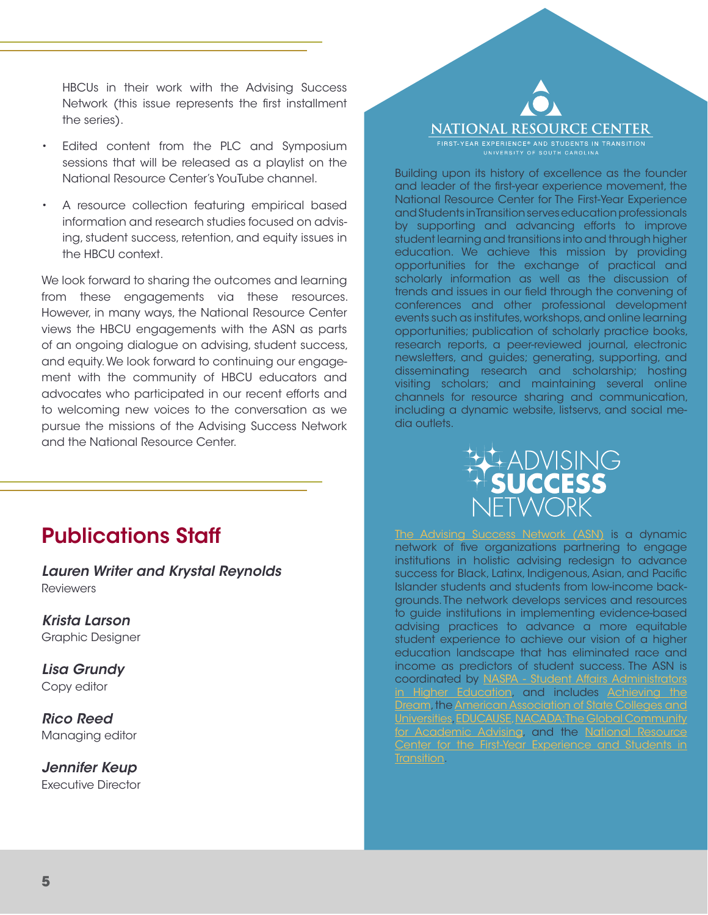HBCUs in their work with the Advising Success Network (this issue represents the first installment the series).

- Edited content from the PLC and Symposium sessions that will be released as a playlist on the National Resource Center's YouTube channel.
- A resource collection featuring empirical based information and research studies focused on advising, student success, retention, and equity issues in the HBCU context.

We look forward to sharing the outcomes and learning from these engagements via these resources. However, in many ways, the National Resource Center views the HBCU engagements with the ASN as parts of an ongoing dialogue on advising, student success, and equity. We look forward to continuing our engagement with the community of HBCU educators and advocates who participated in our recent efforts and to welcoming new voices to the conversation as we pursue the missions of the Advising Success Network and the National Resource Center.

## Publications Staff

***Lauren Writer and Krystal Reynolds***
Reviewers

***Krista Larson***
Graphic Designer

***Lisa Grundy***
Copy editor

***Rico Reed***
Managing editor

***Jennifer Keup***
Executive Director

**NATIONAL RESOURCE CENTER**
FIRST-YEAR EXPERIENCE® AND STUDENTS IN TRANSITION
UNIVERSITY OF SOUTH CAROLINA

Building upon its history of excellence as the founder and leader of the first-year experience movement, the National Resource Center for The First-Year Experience and Students in Transition serves education professionals by supporting and advancing efforts to improve student learning and transitions into and through higher education. We achieve this mission by providing opportunities for the exchange of practical and scholarly information as well as the discussion of trends and issues in our field through the convening of conferences and other professional development events such as institutes, workshops, and online learning opportunities; publication of scholarly practice books, research reports, a peer-reviewed journal, electronic newsletters, and guides; generating, supporting, and disseminating research and scholarship; hosting visiting scholars; and maintaining several online channels for resource sharing and communication, including a dynamic website, listservs, and social media outlets.

**ADVISING SUCCESS NETWORK**

The Advising Success Network (ASN) is a dynamic network of five organizations partnering to engage institutions in holistic advising redesign to advance success for Black, Latinx, Indigenous, Asian, and Pacific Islander students and students from low-income backgrounds. The network develops services and resources to guide institutions in implementing evidence-based advising practices to advance a more equitable student experience to achieve our vision of a higher education landscape that has eliminated race and income as predictors of student success. The ASN is coordinated by NASPA - Student Affairs Administrators in Higher Education, and includes Achieving the Dream, the American Association of State Colleges and Universities, EDUCAUSE, NACADA: The Global Community for Academic Advising, and the National Resource Center for the First-Year Experience and Students in Transition.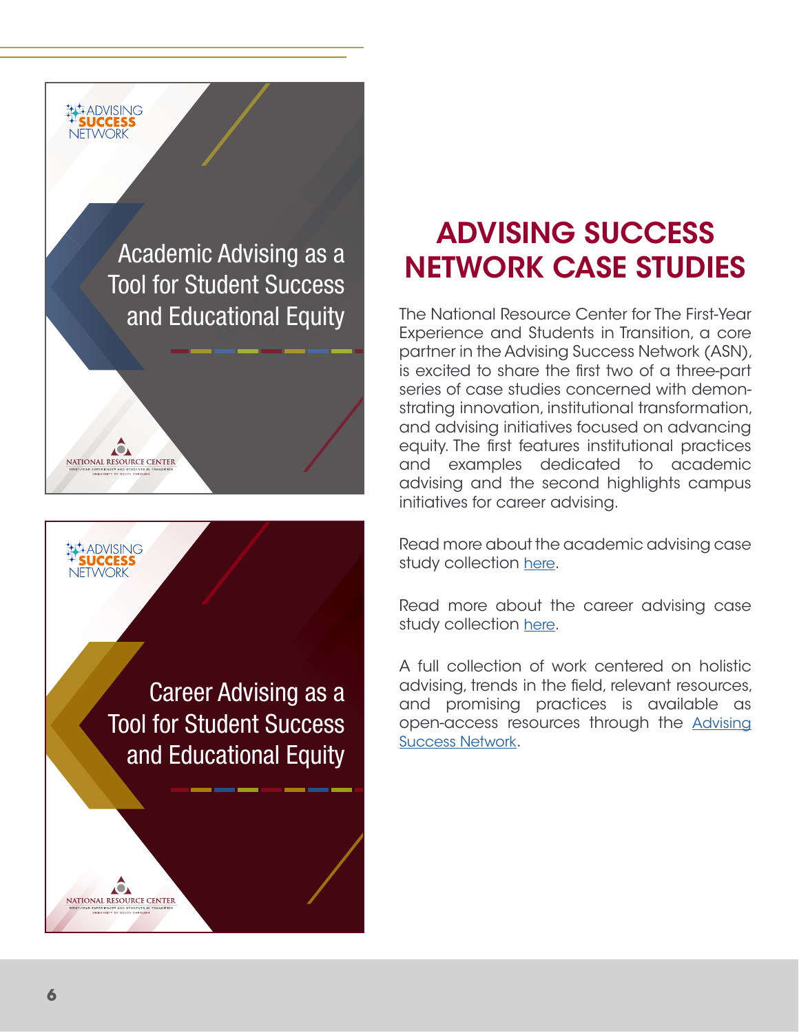ADVISING SUCCESS NETWORK

Academic Advising as a Tool for Student Success and Educational Equity

NATIONAL RESOURCE CENTER

ADVISING SUCCESS NETWORK

Career Advising as a Tool for Student Success and Educational Equity

NATIONAL RESOURCE CENTER

# ADVISING SUCCESS NETWORK CASE STUDIES

The National Resource Center for The First-Year Experience and Students in Transition, a core partner in the Advising Success Network (ASN), is excited to share the first two of a three-part series of case studies concerned with demonstrating innovation, institutional transformation, and advising initiatives focused on advancing equity. The first features institutional practices and examples dedicated to academic advising and the second highlights campus initiatives for career advising.

Read more about the academic advising case study collection here.

Read more about the career advising case study collection here.

A full collection of work centered on holistic advising, trends in the field, relevant resources, and promising practices is available as open-access resources through the Advising Success Network.